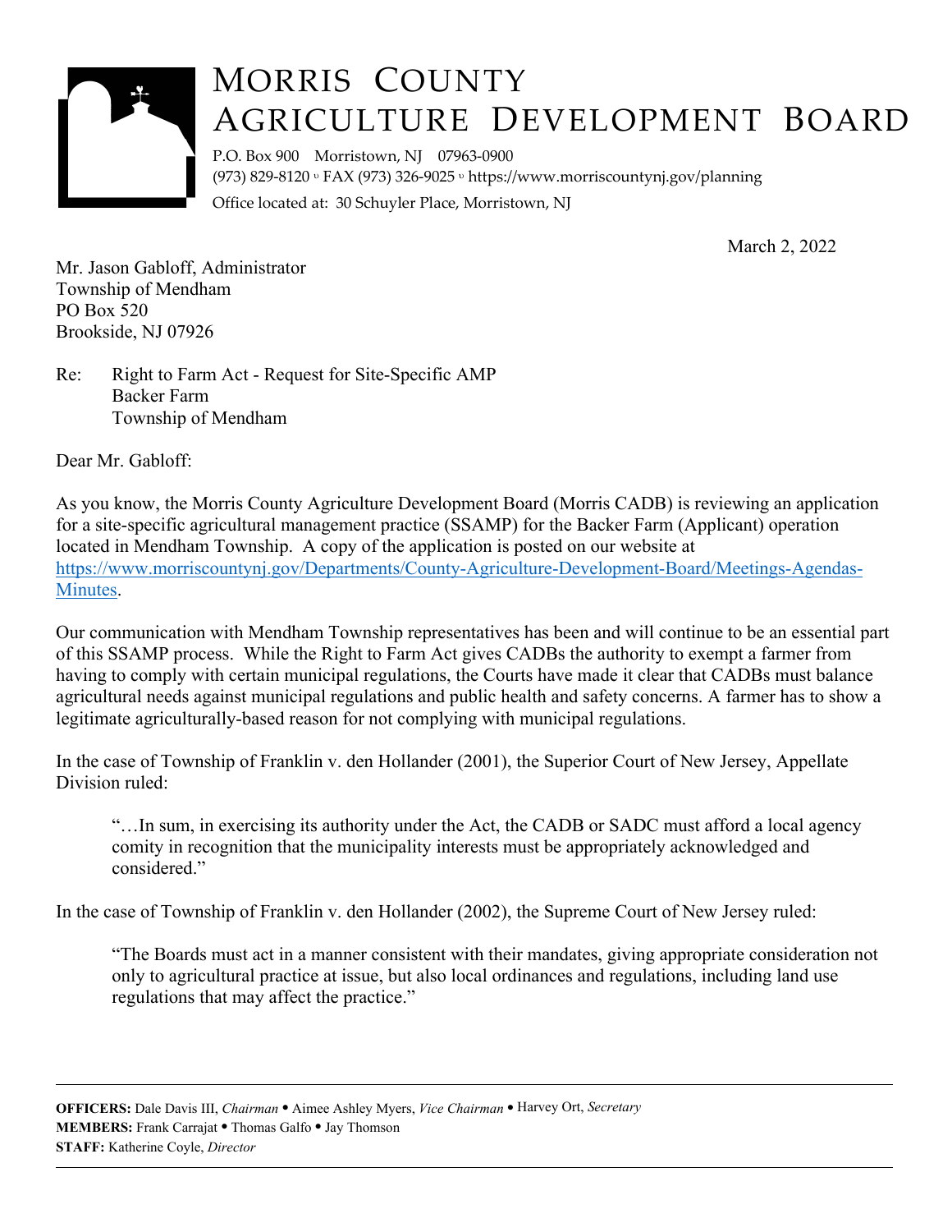# Morris County Agriculture Development Board

P.O. Box 900 Morristown, NJ 07963-0900
(973) 829-8120 ◦ FAX (973) 326-9025 ◦ https://www.morriscountynj.gov/planning
Office located at: 30 Schuyler Place, Morristown, NJ

March 2, 2022

Mr. Jason Gabloff, Administrator
Township of Mendham
PO Box 520
Brookside, NJ 07926

Re: Right to Farm Act - Request for Site-Specific AMP
Backer Farm
Township of Mendham

Dear Mr. Gabloff:

As you know, the Morris County Agriculture Development Board (Morris CADB) is reviewing an application for a site-specific agricultural management practice (SSAMP) for the Backer Farm (Applicant) operation located in Mendham Township. A copy of the application is posted on our website at [https://www.morriscountynj.gov/Departments/County-Agriculture-Development-Board/Meetings-Agendas-Minutes](https://www.morriscountynj.gov/Departments/County-Agriculture-Development-Board/Meetings-Agendas-Minutes).

Our communication with Mendham Township representatives has been and will continue to be an essential part of this SSAMP process. While the Right to Farm Act gives CADBs the authority to exempt a farmer from having to comply with certain municipal regulations, the Courts have made it clear that CADBs must balance agricultural needs against municipal regulations and public health and safety concerns. A farmer has to show a legitimate agriculturally-based reason for not complying with municipal regulations.

In the case of Township of Franklin v. den Hollander (2001), the Superior Court of New Jersey, Appellate Division ruled:

> "…In sum, in exercising its authority under the Act, the CADB or SADC must afford a local agency comity in recognition that the municipality interests must be appropriately acknowledged and considered."

In the case of Township of Franklin v. den Hollander (2002), the Supreme Court of New Jersey ruled:

> "The Boards must act in a manner consistent with their mandates, giving appropriate consideration not only to agricultural practice at issue, but also local ordinances and regulations, including land use regulations that may affect the practice."

---

**OFFICERS:** Dale Davis III, *Chairman* • Aimee Ashley Myers, *Vice Chairman* • Harvey Ort, *Secretary*
**MEMBERS:** Frank Carrajat • Thomas Galfo • Jay Thomson
**STAFF:** Katherine Coyle, *Director*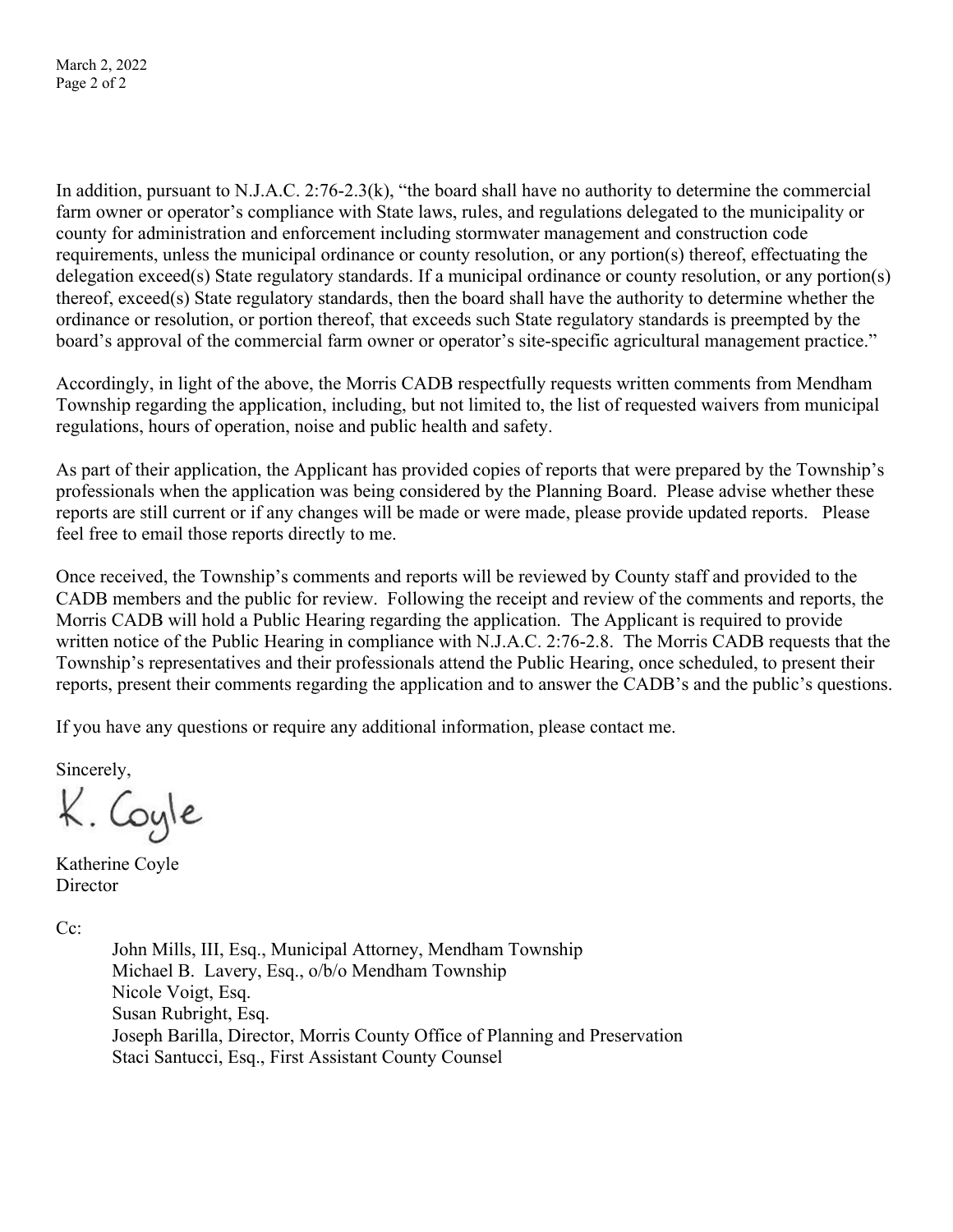In addition, pursuant to N.J.A.C. 2:76-2.3(k), "the board shall have no authority to determine the commercial farm owner or operator's compliance with State laws, rules, and regulations delegated to the municipality or county for administration and enforcement including stormwater management and construction code requirements, unless the municipal ordinance or county resolution, or any portion(s) thereof, effectuating the delegation exceed(s) State regulatory standards. If a municipal ordinance or county resolution, or any portion(s) thereof, exceed(s) State regulatory standards, then the board shall have the authority to determine whether the ordinance or resolution, or portion thereof, that exceeds such State regulatory standards is preempted by the board's approval of the commercial farm owner or operator's site-specific agricultural management practice."

Accordingly, in light of the above, the Morris CADB respectfully requests written comments from Mendham Township regarding the application, including, but not limited to, the list of requested waivers from municipal regulations, hours of operation, noise and public health and safety.

As part of their application, the Applicant has provided copies of reports that were prepared by the Township's professionals when the application was being considered by the Planning Board. Please advise whether these reports are still current or if any changes will be made or were made, please provide updated reports. Please feel free to email those reports directly to me.

Once received, the Township's comments and reports will be reviewed by County staff and provided to the CADB members and the public for review. Following the receipt and review of the comments and reports, the Morris CADB will hold a Public Hearing regarding the application. The Applicant is required to provide written notice of the Public Hearing in compliance with N.J.A.C. 2:76-2.8. The Morris CADB requests that the Township's representatives and their professionals attend the Public Hearing, once scheduled, to present their reports, present their comments regarding the application and to answer the CADB's and the public's questions.

If you have any questions or require any additional information, please contact me.

Sincerely,

K. Coyle

Katherine Coyle
Director

Cc:

John Mills, III, Esq., Municipal Attorney, Mendham Township
Michael B. Lavery, Esq., o/b/o Mendham Township
Nicole Voigt, Esq.
Susan Rubright, Esq.
Joseph Barilla, Director, Morris County Office of Planning and Preservation
Staci Santucci, Esq., First Assistant County Counsel